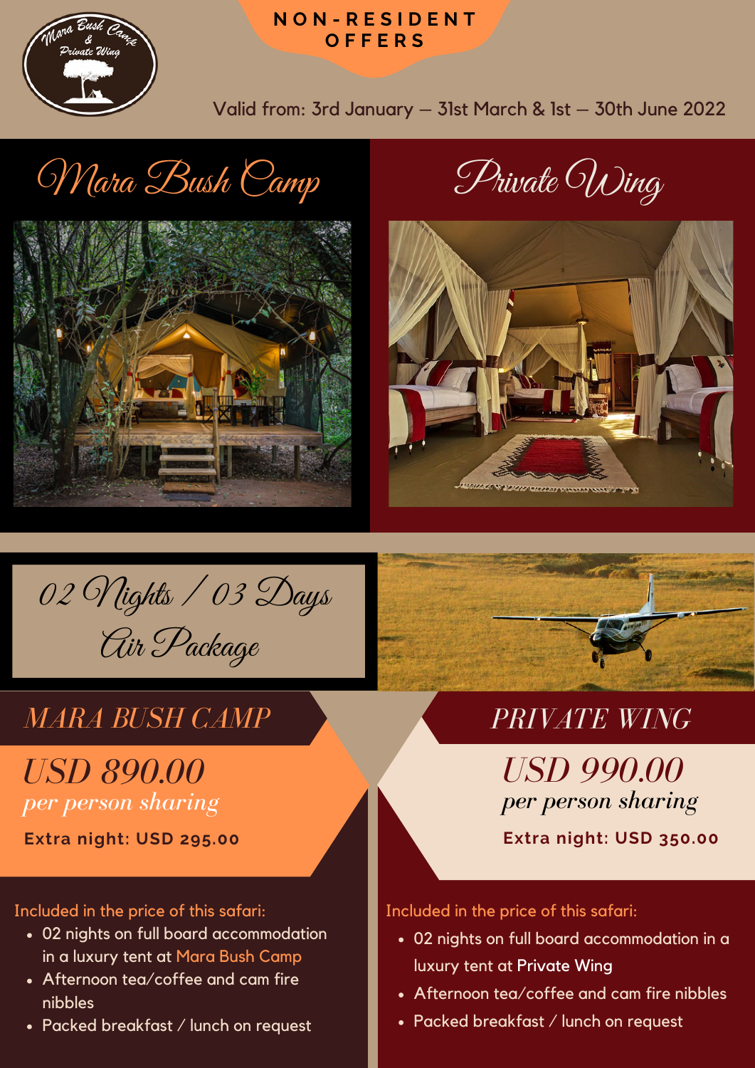Mara Bush Camp & Private Wing

# NON-RESIDENT OFFERS

Valid from: 3rd January – 31st March & 1st – 30th June 2022

## Mara Bush Camp

## Private Wing

## 02 Nights / 03 Days Air Package

### MARA BUSH CAMP

*USD 890.00*
*per person sharing*

**Extra night: USD 295.00**

Included in the price of this safari:

- 02 nights on full board accommodation in a luxury tent at Mara Bush Camp
- Afternoon tea/coffee and cam fire nibbles
- Packed breakfast / lunch on request

### PRIVATE WING

*USD 990.00*
*per person sharing*

**Extra night: USD 350.00**

Included in the price of this safari:

- 02 nights on full board accommodation in a luxury tent at Private Wing
- Afternoon tea/coffee and cam fire nibbles
- Packed breakfast / lunch on request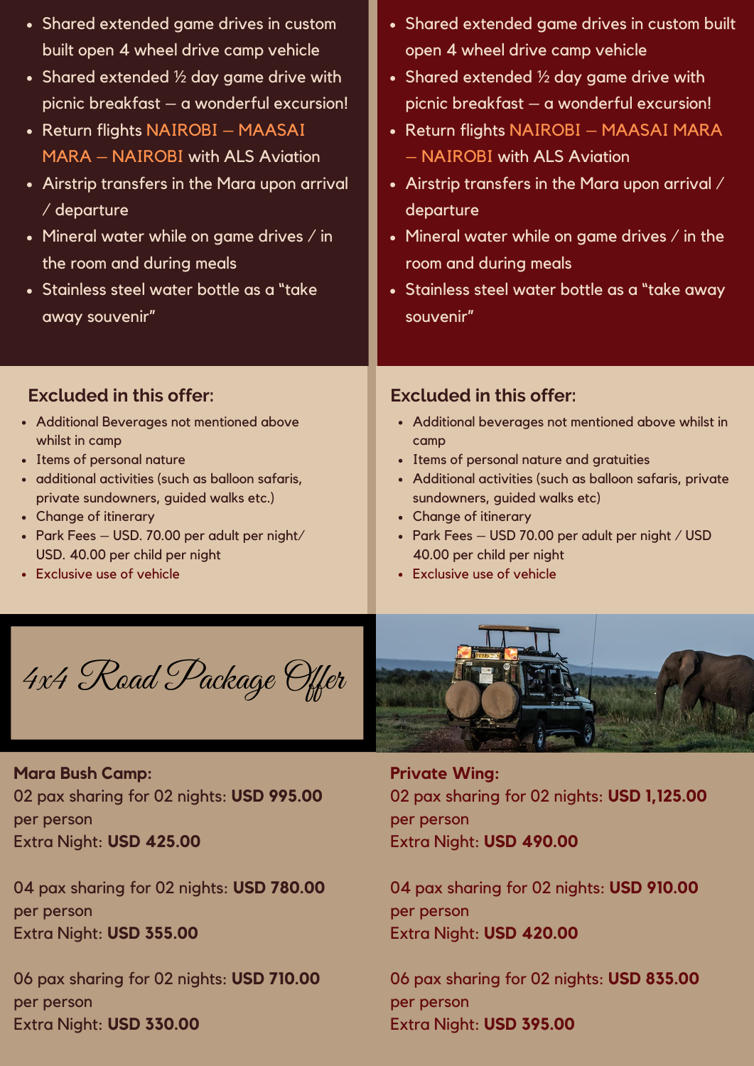- Shared extended game drives in custom built open 4 wheel drive camp vehicle
- Shared extended ½ day game drive with picnic breakfast – a wonderful excursion!
- Return flights NAIROBI – MAASAI MARA – NAIROBI with ALS Aviation
- Airstrip transfers in the Mara upon arrival / departure
- Mineral water while on game drives / in the room and during meals
- Stainless steel water bottle as a "take away souvenir"

### Excluded in this offer:

- Additional Beverages not mentioned above whilst in camp
- Items of personal nature
- additional activities (such as balloon safaris, private sundowners, guided walks etc.)
- Change of itinerary
- Park Fees – USD. 70.00 per adult per night/ USD. 40.00 per child per night
- Exclusive use of vehicle

- Shared extended game drives in custom built open 4 wheel drive camp vehicle
- Shared extended ½ day game drive with picnic breakfast – a wonderful excursion!
- Return flights NAIROBI – MAASAI MARA – NAIROBI with ALS Aviation
- Airstrip transfers in the Mara upon arrival / departure
- Mineral water while on game drives / in the room and during meals
- Stainless steel water bottle as a "take away souvenir"

### Excluded in this offer:

- Additional beverages not mentioned above whilst in camp
- Items of personal nature and gratuities
- Additional activities (such as balloon safaris, private sundowners, guided walks etc)
- Change of itinerary
- Park Fees – USD 70.00 per adult per night / USD 40.00 per child per night
- Exclusive use of vehicle

## *4x4 Road Package Offer*

**Mara Bush Camp:**

02 pax sharing for 02 nights: **USD 995.00** per person
Extra Night: **USD 425.00**

04 pax sharing for 02 nights: **USD 780.00** per person
Extra Night: **USD 355.00**

06 pax sharing for 02 nights: **USD 710.00** per person
Extra Night: **USD 330.00**

**Private Wing:**

02 pax sharing for 02 nights: **USD 1,125.00** per person
Extra Night: **USD 490.00**

04 pax sharing for 02 nights: **USD 910.00** per person
Extra Night: **USD 420.00**

06 pax sharing for 02 nights: **USD 835.00** per person
Extra Night: **USD 395.00**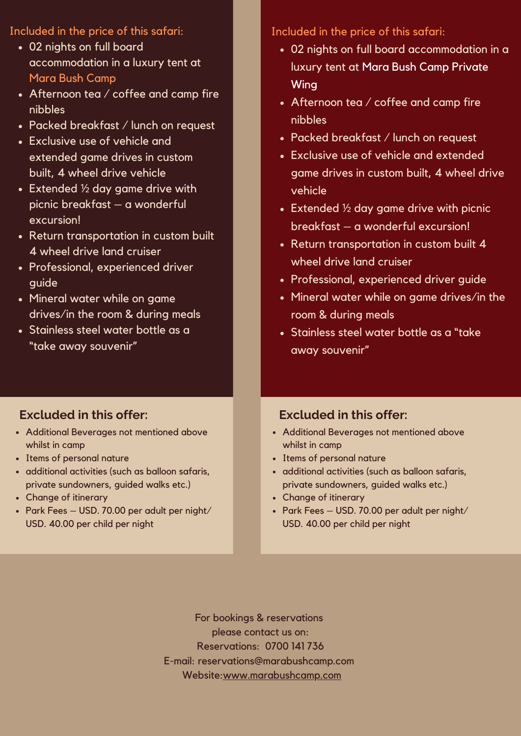Included in the price of this safari:

- 02 nights on full board accommodation in a luxury tent at Mara Bush Camp
- Afternoon tea / coffee and camp fire nibbles
- Packed breakfast / lunch on request
- Exclusive use of vehicle and extended game drives in custom built, 4 wheel drive vehicle
- Extended ½ day game drive with picnic breakfast – a wonderful excursion!
- Return transportation in custom built 4 wheel drive land cruiser
- Professional, experienced driver guide
- Mineral water while on game drives/in the room & during meals
- Stainless steel water bottle as a "take away souvenir"

## Excluded in this offer:

- Additional Beverages not mentioned above whilst in camp
- Items of personal nature
- additional activities (such as balloon safaris, private sundowners, guided walks etc.)
- Change of itinerary
- Park Fees – USD. 70.00 per adult per night/ USD. 40.00 per child per night

Included in the price of this safari:

- 02 nights on full board accommodation in a luxury tent at Mara Bush Camp Private Wing
- Afternoon tea / coffee and camp fire nibbles
- Packed breakfast / lunch on request
- Exclusive use of vehicle and extended game drives in custom built, 4 wheel drive vehicle
- Extended ½ day game drive with picnic breakfast – a wonderful excursion!
- Return transportation in custom built 4 wheel drive land cruiser
- Professional, experienced driver guide
- Mineral water while on game drives/in the room & during meals
- Stainless steel water bottle as a "take away souvenir"

## Excluded in this offer:

- Additional Beverages not mentioned above whilst in camp
- Items of personal nature
- additional activities (such as balloon safaris, private sundowners, guided walks etc.)
- Change of itinerary
- Park Fees – USD. 70.00 per adult per night/ USD. 40.00 per child per night

For bookings & reservations
please contact us on:
Reservations: 0700 141 736
E-mail: reservations@marabushcamp.com
Website: www.marabushcamp.com